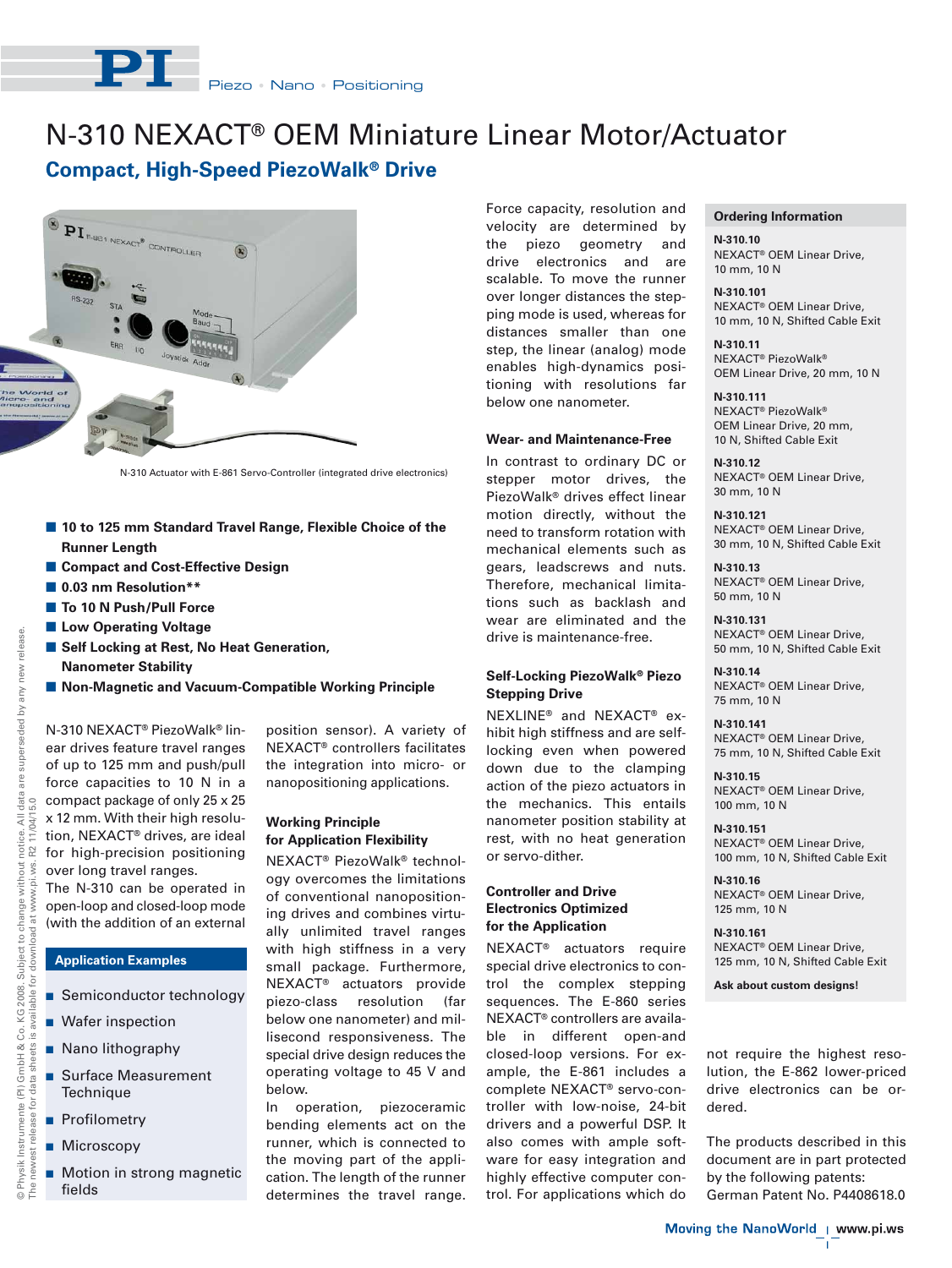# N-310 NEXACT® OEM Miniature Linear Motor/Actuator

## Compact, High-Speed PiezoWalk® Drive

N-310 Actuator with E-861 Servo-Controller (integrated drive electronics)

- **10 to 125 mm Standard Travel Range, Flexible Choice of the Runner Length**
- **Compact and Cost-Effective Design**
- **0.03 nm Resolution\*\***
- **To 10 N Push/Pull Force**
- **Low Operating Voltage**
- **Self Locking at Rest, No Heat Generation, Nanometer Stability**
- **Non-Magnetic and Vacuum-Compatible Working Principle**

N-310 NEXACT® PiezoWalk® linear drives feature travel ranges of up to 125 mm and push/pull force capacities to 10 N in a compact package of only 25 x 25 x 12 mm. With their high resolution, NEXACT® drives, are ideal for high-precision positioning over long travel ranges.

The N-310 can be operated in open-loop and closed-loop mode (with the addition of an external position sensor). A variety of NEXACT® controllers facilitates the integration into micro- or nanopositioning applications.

### Application Examples

- Semiconductor technology
- Wafer inspection
- Nano lithography
- Surface Measurement Technique
- Profilometry
- Microscopy
- Motion in strong magnetic fields

### Working Principle for Application Flexibility

NEXACT® PiezoWalk® technology overcomes the limitations of conventional nanopositioning drives and combines virtually unlimited travel ranges with high stiffness in a very small package. Furthermore, NEXACT® actuators provide piezo-class resolution (far below one nanometer) and millisecond responsiveness. The special drive design reduces the operating voltage to 45 V and below.

In operation, piezoceramic bending elements act on the runner, which is connected to the moving part of the application. The length of the runner determines the travel range. Force capacity, resolution and velocity are determined by the piezo geometry and drive electronics and are scalable. To move the runner over longer distances the stepping mode is used, whereas for distances smaller than one step, the linear (analog) mode enables high-dynamics positioning with resolutions far below one nanometer.

### Wear- and Maintenance-Free

In contrast to ordinary DC or stepper motor drives, the PiezoWalk® drives effect linear motion directly, without the need to transform rotation with mechanical elements such as gears, leadscrews and nuts. Therefore, mechanical limitations such as backlash and wear are eliminated and the drive is maintenance-free.

### Self-Locking PiezoWalk® Piezo Stepping Drive

NEXLINE® and NEXACT® exhibit high stiffness and are self-locking even when powered down due to the clamping action of the piezo actuators in the mechanics. This entails nanometer position stability at rest, with no heat generation or servo-dither.

### Controller and Drive Electronics Optimized for the Application

NEXACT® actuators require special drive electronics to control the complex stepping sequences. The E-860 series NEXACT® controllers are available in different open-and closed-loop versions. For example, the E-861 includes a complete NEXACT® servo-controller with low-noise, 24-bit drivers and a powerful DSP. It also comes with ample software for easy integration and highly effective computer control. For applications which do not require the highest resolution, the E-862 lower-priced drive electronics can be ordered.

The products described in this document are in part protected by the following patents:
German Patent No. P4408618.0

### Ordering Information

**N-310.10**
NEXACT® OEM Linear Drive, 10 mm, 10 N

**N-310.101**
NEXACT® OEM Linear Drive, 10 mm, 10 N, Shifted Cable Exit

**N-310.11**
NEXACT® PiezoWalk® OEM Linear Drive, 20 mm, 10 N

**N-310.111**
NEXACT® PiezoWalk® OEM Linear Drive, 20 mm, 10 N, Shifted Cable Exit

**N-310.12**
NEXACT® OEM Linear Drive, 30 mm, 10 N

**N-310.121**
NEXACT® OEM Linear Drive, 30 mm, 10 N, Shifted Cable Exit

**N-310.13**
NEXACT® OEM Linear Drive, 50 mm, 10 N

**N-310.131**
NEXACT® OEM Linear Drive, 50 mm, 10 N, Shifted Cable Exit

**N-310.14**
NEXACT® OEM Linear Drive, 75 mm, 10 N

**N-310.141**
NEXACT® OEM Linear Drive, 75 mm, 10 N, Shifted Cable Exit

**N-310.15**
NEXACT® OEM Linear Drive, 100 mm, 10 N

**N-310.151**
NEXACT® OEM Linear Drive, 100 mm, 10 N, Shifted Cable Exit

**N-310.16**
NEXACT® OEM Linear Drive, 125 mm, 10 N

**N-310.161**
NEXACT® OEM Linear Drive, 125 mm, 10 N, Shifted Cable Exit

**Ask about custom designs!**

© Physik Instrumente (PI) GmbH & Co. KG 2008. Subject to change without notice. All data are superseded by any new release. The newest release for data sheets is available for download at www.pi.ws. R2 11/04/15.0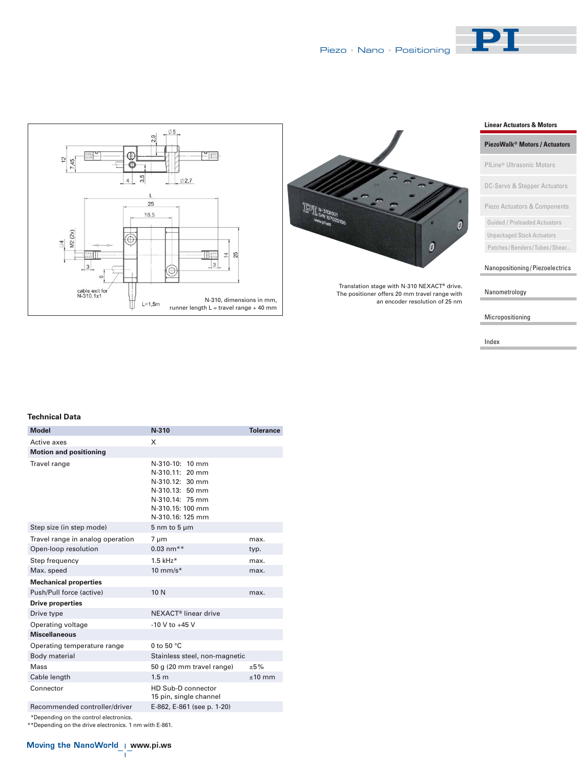Translation stage with N-310 NEXACT® drive. The positioner offers 20 mm travel range with an encoder resolution of 25 nm

N-310, dimensions in mm, runner length L = travel range + 40 mm

Linear Actuators & Motors

PiezoWalk® Motors / Actuators

PILine® Ultrasonic Motors

DC-Servo & Stepper Actuators

Piezo Actuators & Components

Guided / Preloaded Actuators

Unpackaged Stack Actuators

Patches / Benders / Tubes / Shear...

Nanopositioning / Piezoelectrics

Nanometrology

Micropositioning

Index

### Technical Data

| Model | N-310 | Tolerance |
|---|---|---|
| Active axes | X | |
| **Motion and positioning** | | |
| Travel range | N-310-10: 10 mm<br>N-310.11: 20 mm<br>N-310.12: 30 mm<br>N-310.13: 50 mm<br>N-310.14: 75 mm<br>N-310.15: 100 mm<br>N-310.16: 125 mm | |
| Step size (in step mode) | 5 nm to 5 µm | |
| Travel range in analog operation | 7 µm | max. |
| Open-loop resolution | 0.03 nm** | typ. |
| Step frequency | 1.5 kHz* | max. |
| Max. speed | 10 mm/s* | max. |
| **Mechanical properties** | | |
| Push/Pull force (active) | 10 N | max. |
| **Drive properties** | | |
| Drive type | NEXACT® linear drive | |
| Operating voltage | -10 V to +45 V | |
| **Miscellaneous** | | |
| Operating temperature range | 0 to 50 °C | |
| Body material | Stainless steel, non-magnetic | |
| Mass | 50 g (20 mm travel range) | ±5% |
| Cable length | 1.5 m | ±10 mm |
| Connector | HD Sub-D connector<br>15 pin, single channel | |
| Recommended controller/driver | E-862, E-861 (see p. 1-20) | |

*Depending on the control electronics.
**Depending on the drive electronics. 1 nm with E-861.

Moving the NanoWorld | www.pi.ws